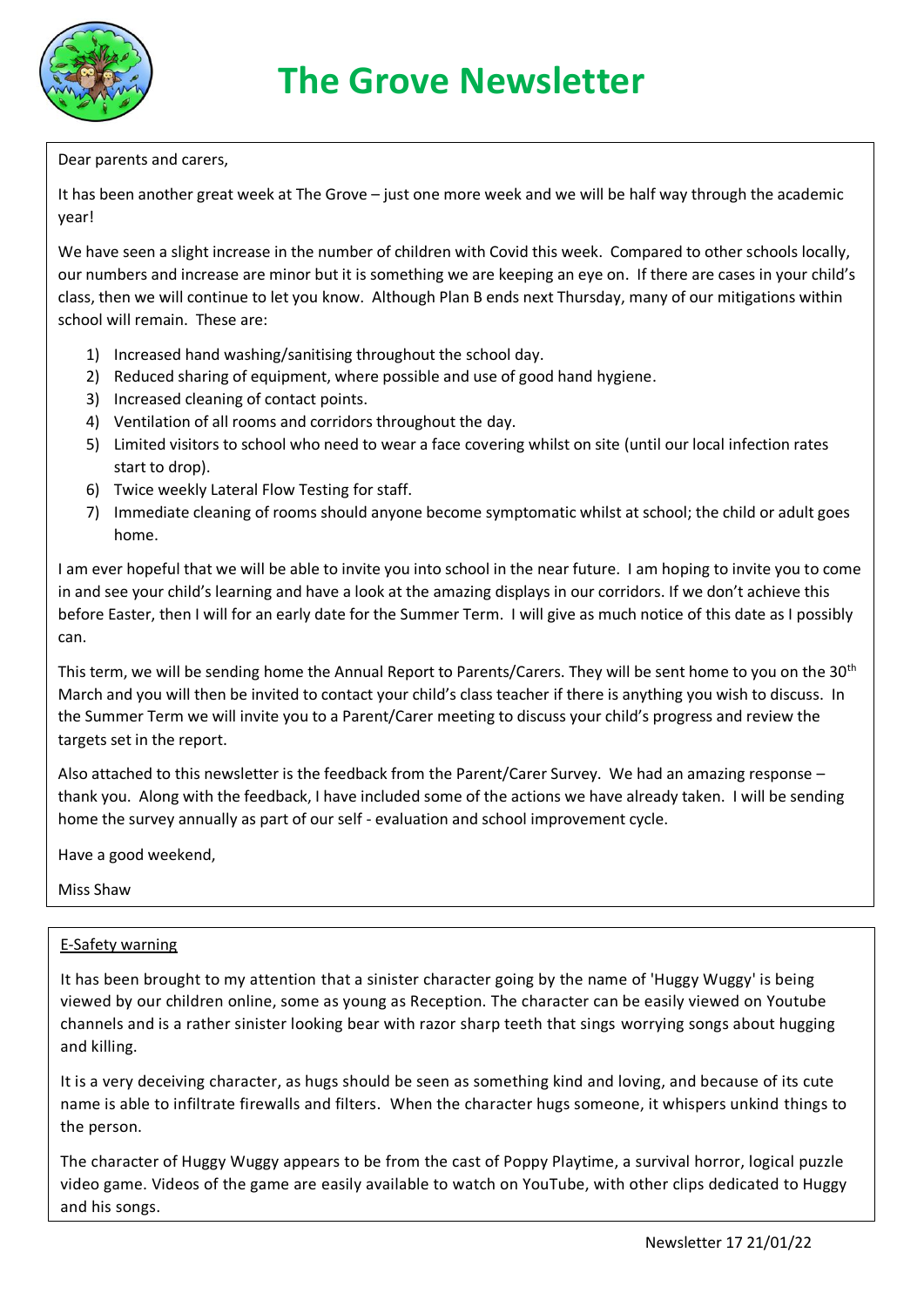# The Grove Newsletter

Dear parents and carers,

It has been another great week at The Grove – just one more week and we will be half way through the academic year!

We have seen a slight increase in the number of children with Covid this week. Compared to other schools locally, our numbers and increase are minor but it is something we are keeping an eye on. If there are cases in your child's class, then we will continue to let you know. Although Plan B ends next Thursday, many of our mitigations within school will remain. These are:

1) Increased hand washing/sanitising throughout the school day.
2) Reduced sharing of equipment, where possible and use of good hand hygiene.
3) Increased cleaning of contact points.
4) Ventilation of all rooms and corridors throughout the day.
5) Limited visitors to school who need to wear a face covering whilst on site (until our local infection rates start to drop).
6) Twice weekly Lateral Flow Testing for staff.
7) Immediate cleaning of rooms should anyone become symptomatic whilst at school; the child or adult goes home.

I am ever hopeful that we will be able to invite you into school in the near future. I am hoping to invite you to come in and see your child's learning and have a look at the amazing displays in our corridors. If we don't achieve this before Easter, then I will for an early date for the Summer Term. I will give as much notice of this date as I possibly can.

This term, we will be sending home the Annual Report to Parents/Carers. They will be sent home to you on the 30th March and you will then be invited to contact your child's class teacher if there is anything you wish to discuss. In the Summer Term we will invite you to a Parent/Carer meeting to discuss your child's progress and review the targets set in the report.

Also attached to this newsletter is the feedback from the Parent/Carer Survey. We had an amazing response – thank you. Along with the feedback, I have included some of the actions we have already taken. I will be sending home the survey annually as part of our self - evaluation and school improvement cycle.

Have a good weekend,

Miss Shaw

## E-Safety warning

It has been brought to my attention that a sinister character going by the name of 'Huggy Wuggy' is being viewed by our children online, some as young as Reception. The character can be easily viewed on Youtube channels and is a rather sinister looking bear with razor sharp teeth that sings worrying songs about hugging and killing.

It is a very deceiving character, as hugs should be seen as something kind and loving, and because of its cute name is able to infiltrate firewalls and filters. When the character hugs someone, it whispers unkind things to the person.

The character of Huggy Wuggy appears to be from the cast of Poppy Playtime, a survival horror, logical puzzle video game. Videos of the game are easily available to watch on YouTube, with other clips dedicated to Huggy and his songs.

Newsletter 17 21/01/22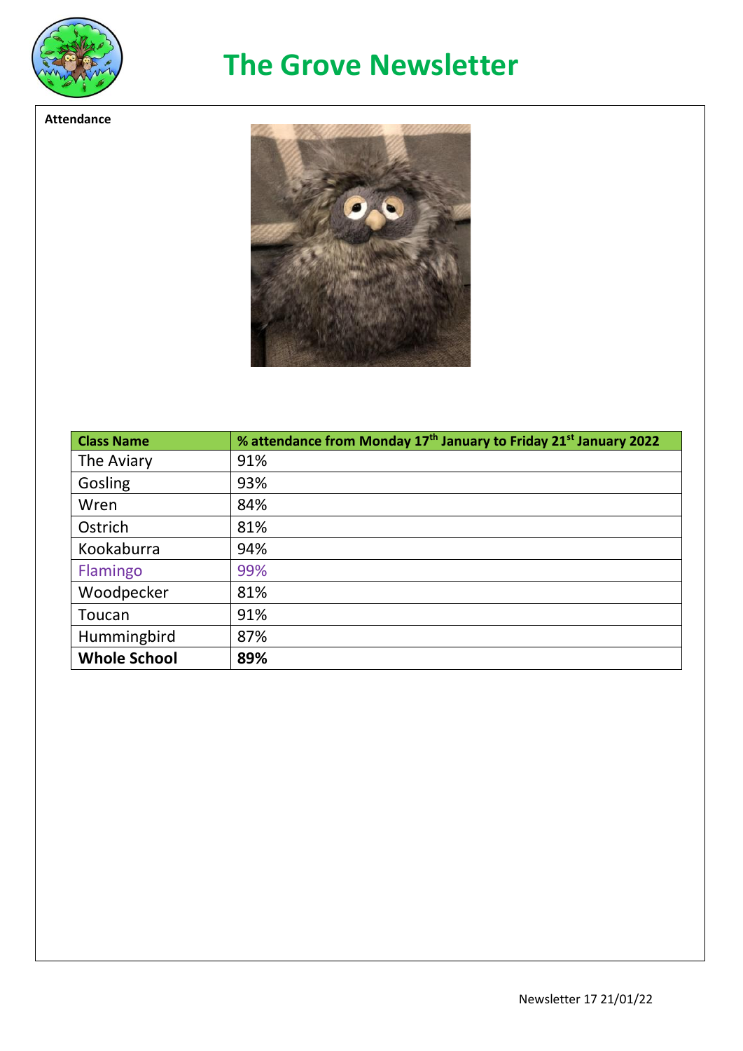# The Grove Newsletter

**Attendance**

| **Class Name** | **% attendance from Monday 17th January to Friday 21st January 2022** |
|---|---|
| The Aviary | 91% |
| Gosling | 93% |
| Wren | 84% |
| Ostrich | 81% |
| Kookaburra | 94% |
| Flamingo | 99% |
| Woodpecker | 81% |
| Toucan | 91% |
| Hummingbird | 87% |
| **Whole School** | **89%** |

Newsletter 17 21/01/22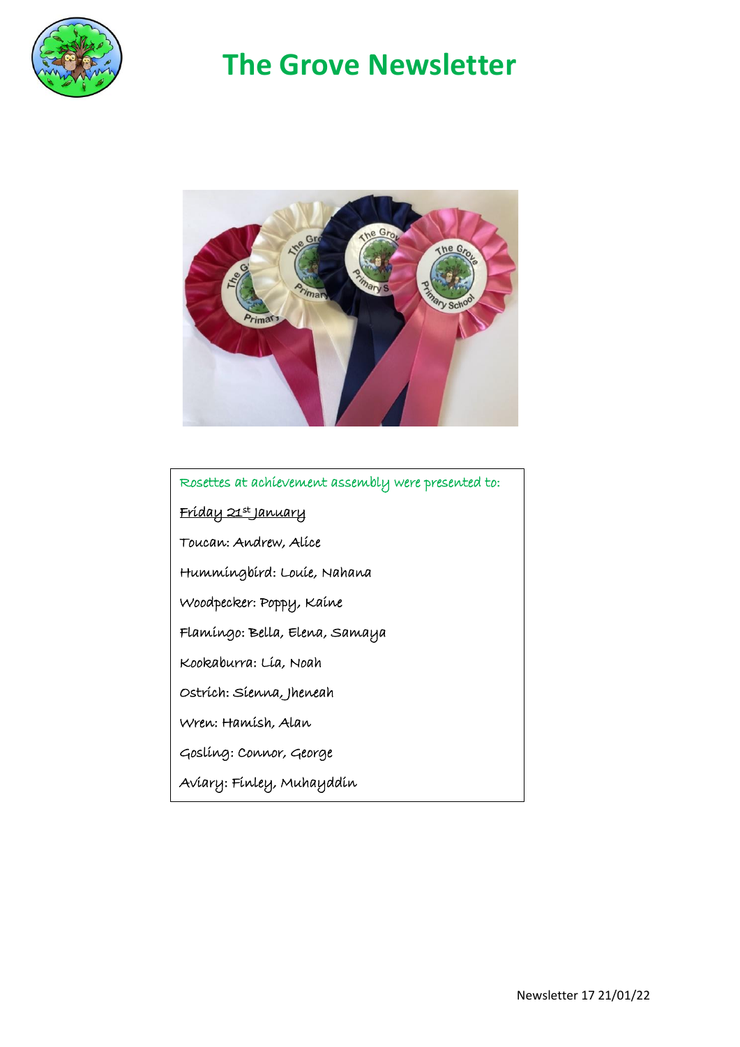# The Grove Newsletter

Rosettes at achievement assembly were presented to:

<u>Friday 21st January</u>

Toucan: Andrew, Alice

Hummingbird: Louie, Nahana

Woodpecker: Poppy, Kaine

Flamingo: Bella, Elena, Samaya

Kookaburra: Lia, Noah

Ostrich: Sienna, Jheneah

Wren: Hamish, Alan

Gosling: Connor, George

Aviary: Finley, Muhayddin

Newsletter 17 21/01/22